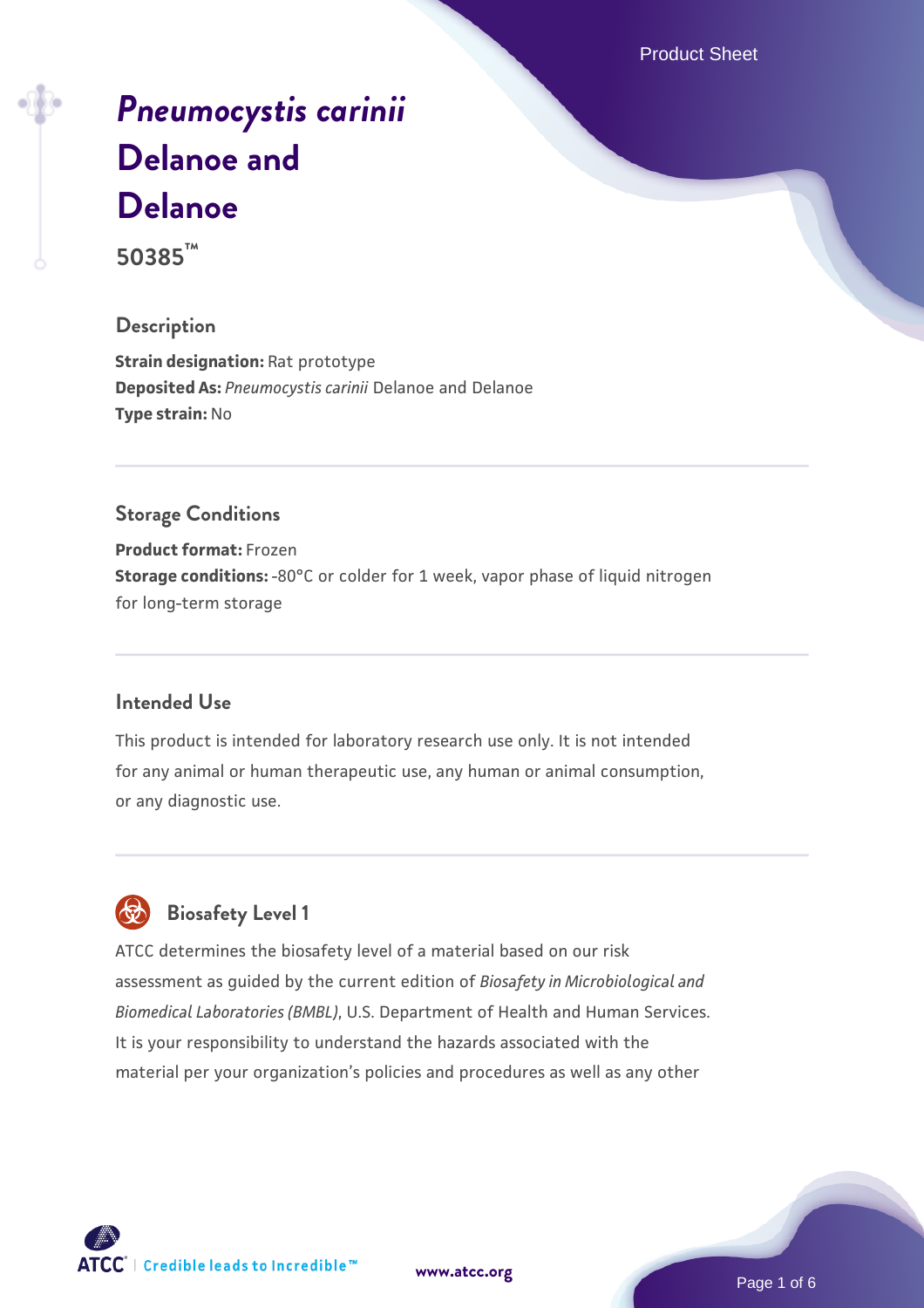# *Pneumocystis carinii* Delanoe and Delanoe

**50385™**

## Description

**Strain designation:** Rat prototype
**Deposited As:** *Pneumocystis carinii* Delanoe and Delanoe
**Type strain:** No

## Storage Conditions

**Product format:** Frozen
**Storage conditions:** -80°C or colder for 1 week, vapor phase of liquid nitrogen for long-term storage

## Intended Use

This product is intended for laboratory research use only. It is not intended for any animal or human therapeutic use, any human or animal consumption, or any diagnostic use.

## Biosafety Level 1

ATCC determines the biosafety level of a material based on our risk assessment as guided by the current edition of *Biosafety in Microbiological and Biomedical Laboratories (BMBL)*, U.S. Department of Health and Human Services. It is your responsibility to understand the hazards associated with the material per your organization's policies and procedures as well as any other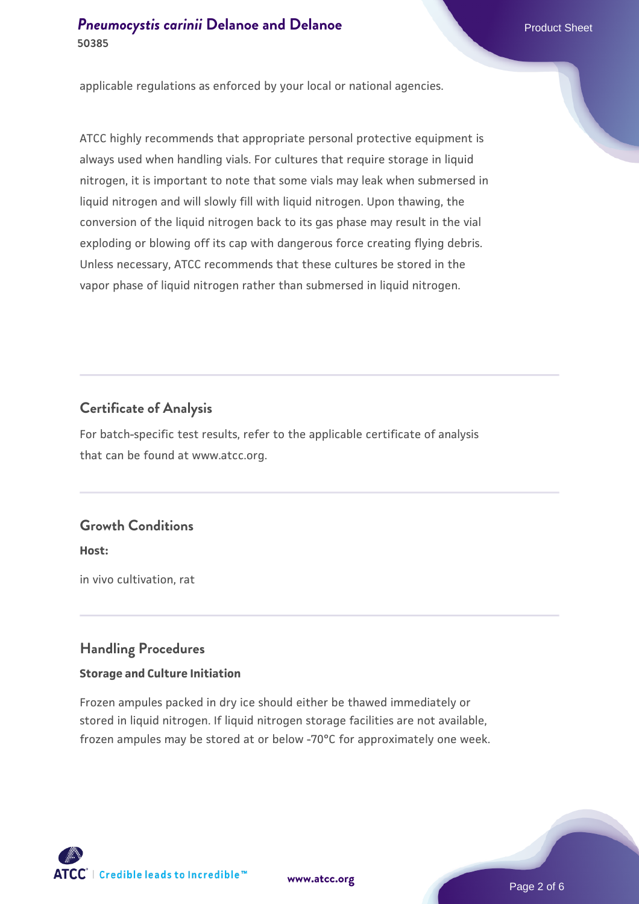applicable regulations as enforced by your local or national agencies.

ATCC highly recommends that appropriate personal protective equipment is always used when handling vials. For cultures that require storage in liquid nitrogen, it is important to note that some vials may leak when submersed in liquid nitrogen and will slowly fill with liquid nitrogen. Upon thawing, the conversion of the liquid nitrogen back to its gas phase may result in the vial exploding or blowing off its cap with dangerous force creating flying debris. Unless necessary, ATCC recommends that these cultures be stored in the vapor phase of liquid nitrogen rather than submersed in liquid nitrogen.

## Certificate of Analysis

For batch-specific test results, refer to the applicable certificate of analysis that can be found at www.atcc.org.

## Growth Conditions

**Host:**

in vivo cultivation, rat

## Handling Procedures

**Storage and Culture Initiation**

Frozen ampules packed in dry ice should either be thawed immediately or stored in liquid nitrogen. If liquid nitrogen storage facilities are not available, frozen ampules may be stored at or below -70°C for approximately one week.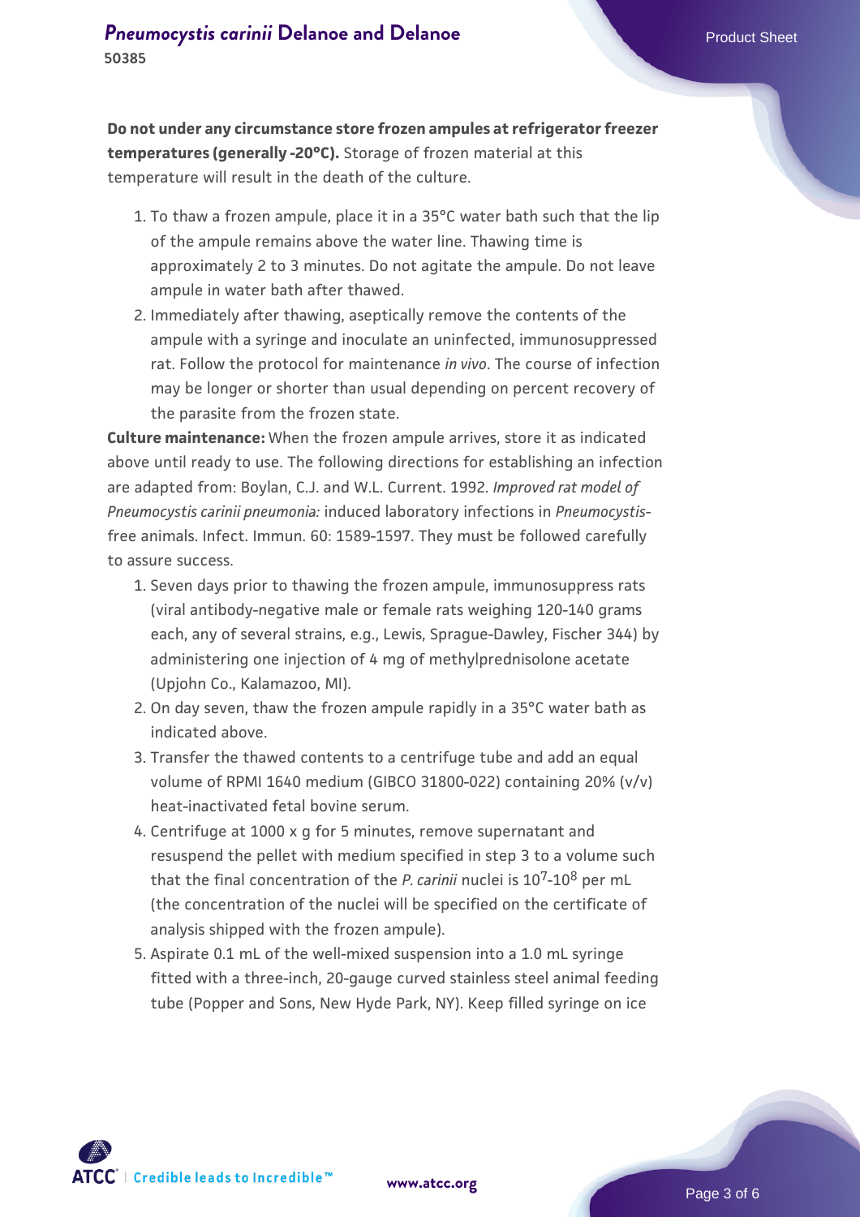**Do not under any circumstance store frozen ampules at refrigerator freezer temperatures (generally -20°C).** Storage of frozen material at this temperature will result in the death of the culture.

1. To thaw a frozen ampule, place it in a 35°C water bath such that the lip of the ampule remains above the water line. Thawing time is approximately 2 to 3 minutes. Do not agitate the ampule. Do not leave ampule in water bath after thawed.
2. Immediately after thawing, aseptically remove the contents of the ampule with a syringe and inoculate an uninfected, immunosuppressed rat. Follow the protocol for maintenance *in vivo*. The course of infection may be longer or shorter than usual depending on percent recovery of the parasite from the frozen state.

**Culture maintenance:** When the frozen ampule arrives, store it as indicated above until ready to use. The following directions for establishing an infection are adapted from: Boylan, C.J. and W.L. Current. 1992. *Improved rat model of Pneumocystis carinii pneumonia:* induced laboratory infections in *Pneumocystis*-free animals. Infect. Immun. 60: 1589-1597. They must be followed carefully to assure success.

1. Seven days prior to thawing the frozen ampule, immunosuppress rats (viral antibody-negative male or female rats weighing 120-140 grams each, any of several strains, e.g., Lewis, Sprague-Dawley, Fischer 344) by administering one injection of 4 mg of methylprednisolone acetate (Upjohn Co., Kalamazoo, MI).
2. On day seven, thaw the frozen ampule rapidly in a 35°C water bath as indicated above.
3. Transfer the thawed contents to a centrifuge tube and add an equal volume of RPMI 1640 medium (GIBCO 31800-022) containing 20% (v/v) heat-inactivated fetal bovine serum.
4. Centrifuge at 1000 x g for 5 minutes, remove supernatant and resuspend the pellet with medium specified in step 3 to a volume such that the final concentration of the *P. carinii* nuclei is $10^7$-$10^8$ per mL (the concentration of the nuclei will be specified on the certificate of analysis shipped with the frozen ampule).
5. Aspirate 0.1 mL of the well-mixed suspension into a 1.0 mL syringe fitted with a three-inch, 20-gauge curved stainless steel animal feeding tube (Popper and Sons, New Hyde Park, NY). Keep filled syringe on ice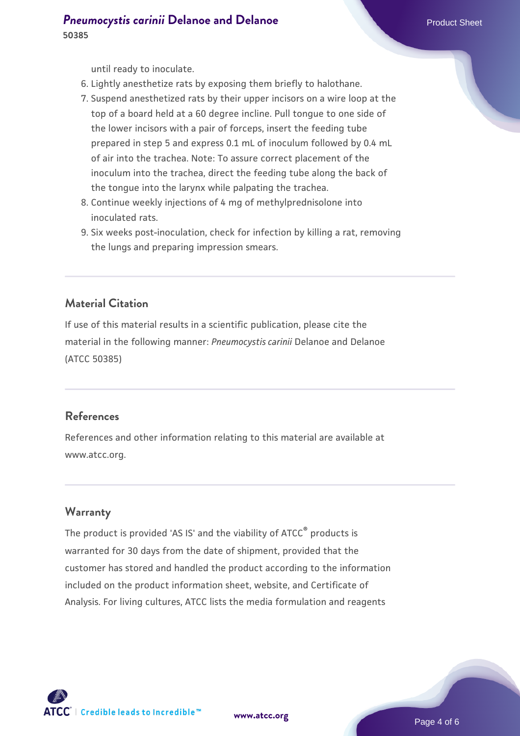until ready to inoculate.

6. Lightly anesthetize rats by exposing them briefly to halothane.
7. Suspend anesthetized rats by their upper incisors on a wire loop at the top of a board held at a 60 degree incline. Pull tongue to one side of the lower incisors with a pair of forceps, insert the feeding tube prepared in step 5 and express 0.1 mL of inoculum followed by 0.4 mL of air into the trachea. Note: To assure correct placement of the inoculum into the trachea, direct the feeding tube along the back of the tongue into the larynx while palpating the trachea.
8. Continue weekly injections of 4 mg of methylprednisolone into inoculated rats.
9. Six weeks post-inoculation, check for infection by killing a rat, removing the lungs and preparing impression smears.

## Material Citation

If use of this material results in a scientific publication, please cite the material in the following manner: *Pneumocystis carinii* Delanoe and Delanoe (ATCC 50385)

## References

References and other information relating to this material are available at www.atcc.org.

## Warranty

The product is provided 'AS IS' and the viability of ATCC® products is warranted for 30 days from the date of shipment, provided that the customer has stored and handled the product according to the information included on the product information sheet, website, and Certificate of Analysis. For living cultures, ATCC lists the media formulation and reagents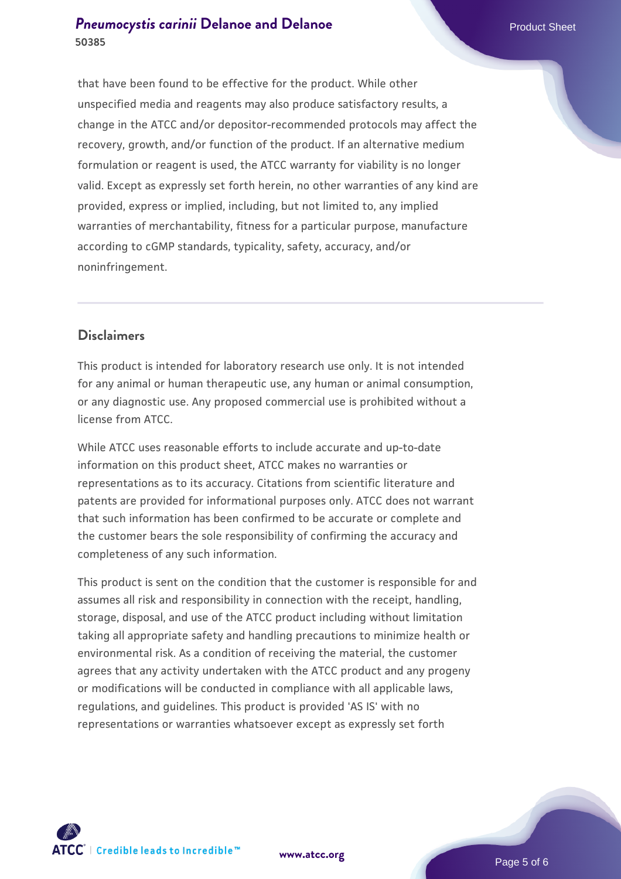that have been found to be effective for the product. While other unspecified media and reagents may also produce satisfactory results, a change in the ATCC and/or depositor-recommended protocols may affect the recovery, growth, and/or function of the product. If an alternative medium formulation or reagent is used, the ATCC warranty for viability is no longer valid. Except as expressly set forth herein, no other warranties of any kind are provided, express or implied, including, but not limited to, any implied warranties of merchantability, fitness for a particular purpose, manufacture according to cGMP standards, typicality, safety, accuracy, and/or noninfringement.

## Disclaimers

This product is intended for laboratory research use only. It is not intended for any animal or human therapeutic use, any human or animal consumption, or any diagnostic use. Any proposed commercial use is prohibited without a license from ATCC.

While ATCC uses reasonable efforts to include accurate and up-to-date information on this product sheet, ATCC makes no warranties or representations as to its accuracy. Citations from scientific literature and patents are provided for informational purposes only. ATCC does not warrant that such information has been confirmed to be accurate or complete and the customer bears the sole responsibility of confirming the accuracy and completeness of any such information.

This product is sent on the condition that the customer is responsible for and assumes all risk and responsibility in connection with the receipt, handling, storage, disposal, and use of the ATCC product including without limitation taking all appropriate safety and handling precautions to minimize health or environmental risk. As a condition of receiving the material, the customer agrees that any activity undertaken with the ATCC product and any progeny or modifications will be conducted in compliance with all applicable laws, regulations, and guidelines. This product is provided 'AS IS' with no representations or warranties whatsoever except as expressly set forth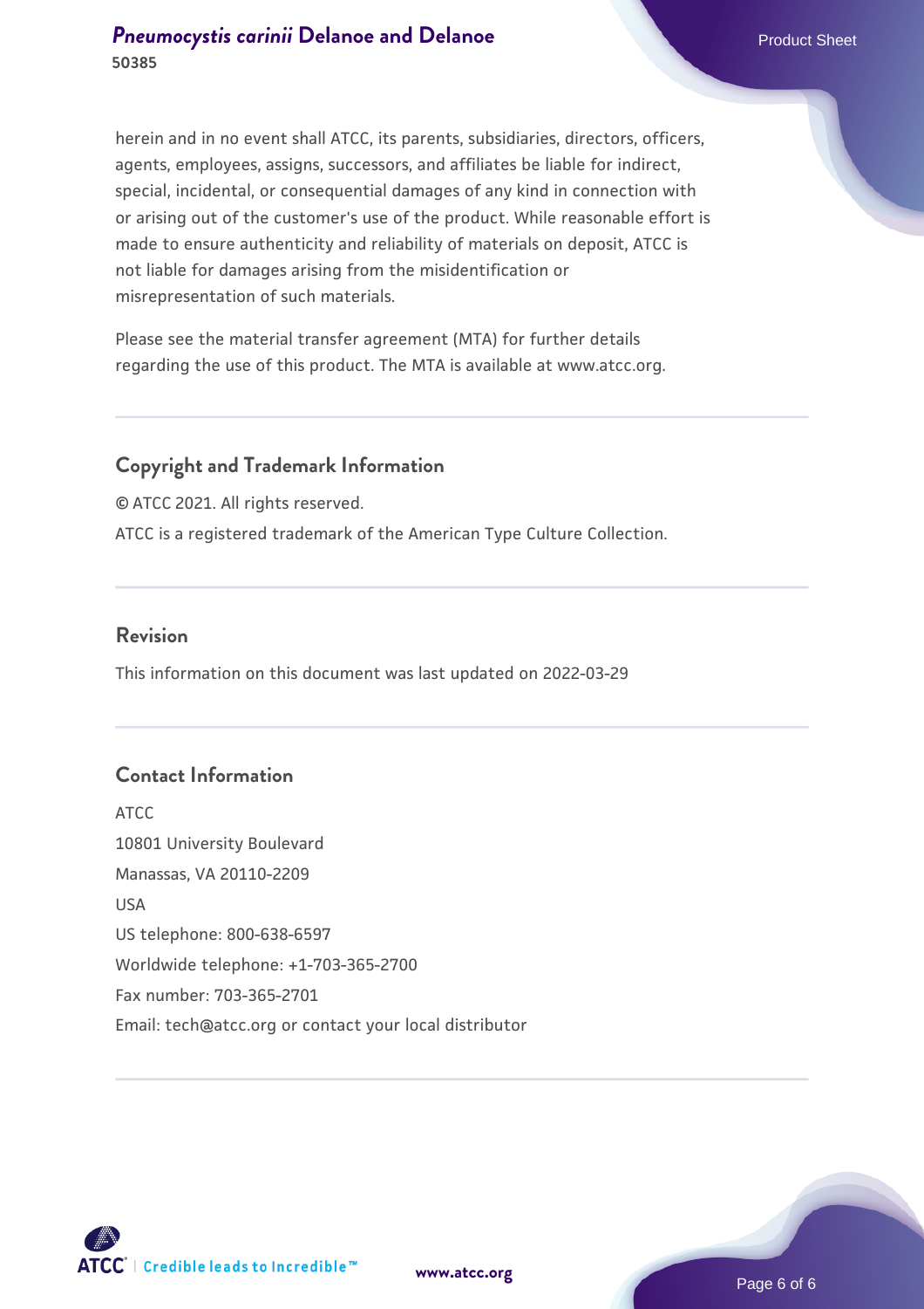herein and in no event shall ATCC, its parents, subsidiaries, directors, officers, agents, employees, assigns, successors, and affiliates be liable for indirect, special, incidental, or consequential damages of any kind in connection with or arising out of the customer's use of the product. While reasonable effort is made to ensure authenticity and reliability of materials on deposit, ATCC is not liable for damages arising from the misidentification or misrepresentation of such materials.

Please see the material transfer agreement (MTA) for further details regarding the use of this product. The MTA is available at www.atcc.org.

## Copyright and Trademark Information

© ATCC 2021. All rights reserved.

ATCC is a registered trademark of the American Type Culture Collection.

## Revision

This information on this document was last updated on 2022-03-29

## Contact Information

ATCC
10801 University Boulevard
Manassas, VA 20110-2209
USA
US telephone: 800-638-6597
Worldwide telephone: +1-703-365-2700
Fax number: 703-365-2701
Email: tech@atcc.org or contact your local distributor